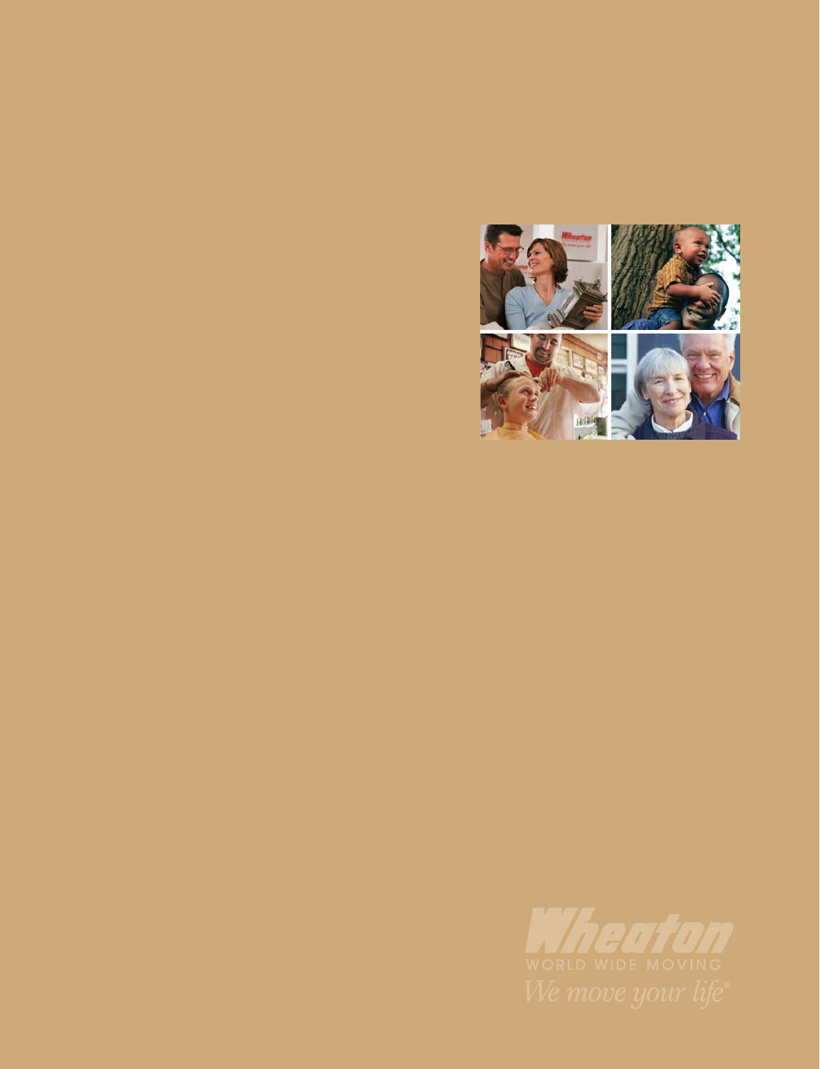Wheaton

WORLD WIDE MOVING

*We move your life®*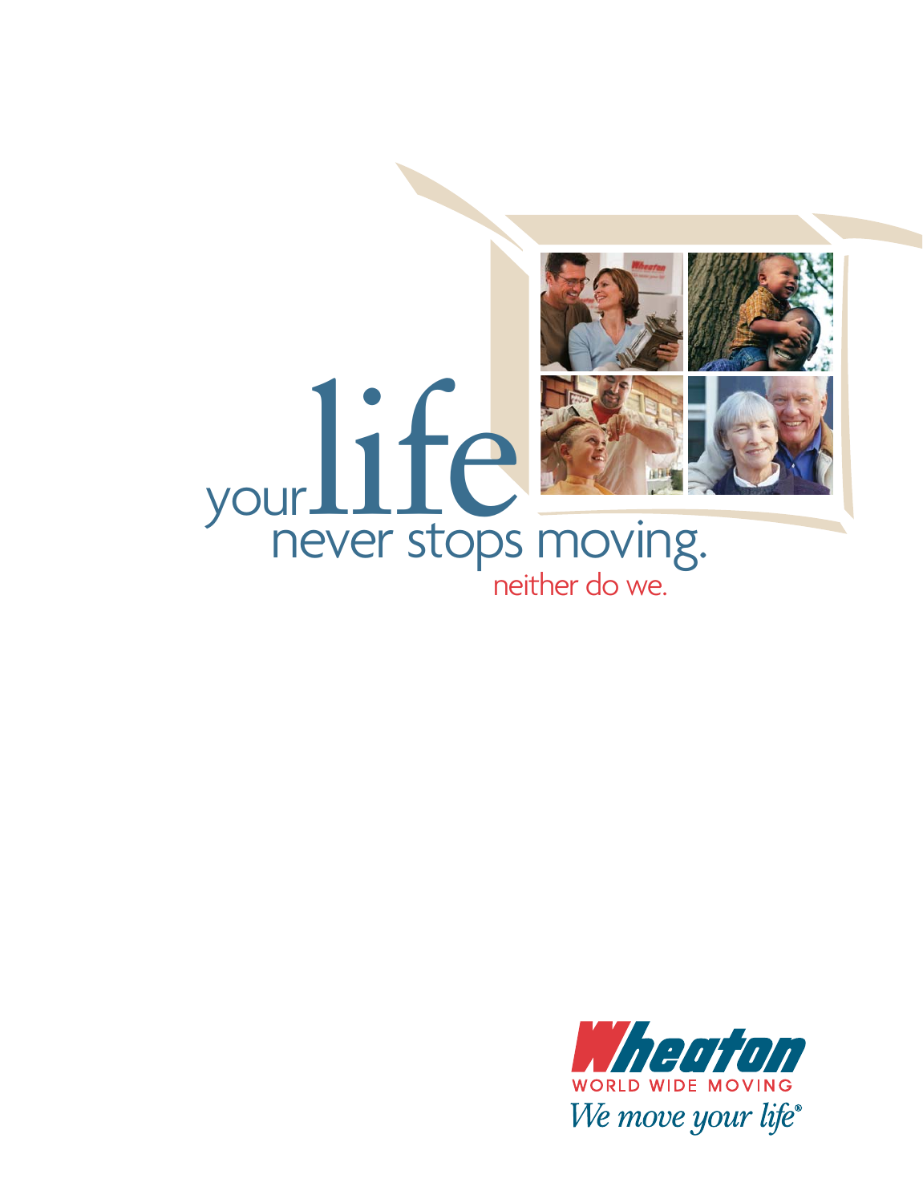# your life never stops moving.

neither do we.

Wheaton

WORLD WIDE MOVING

*We move your life®*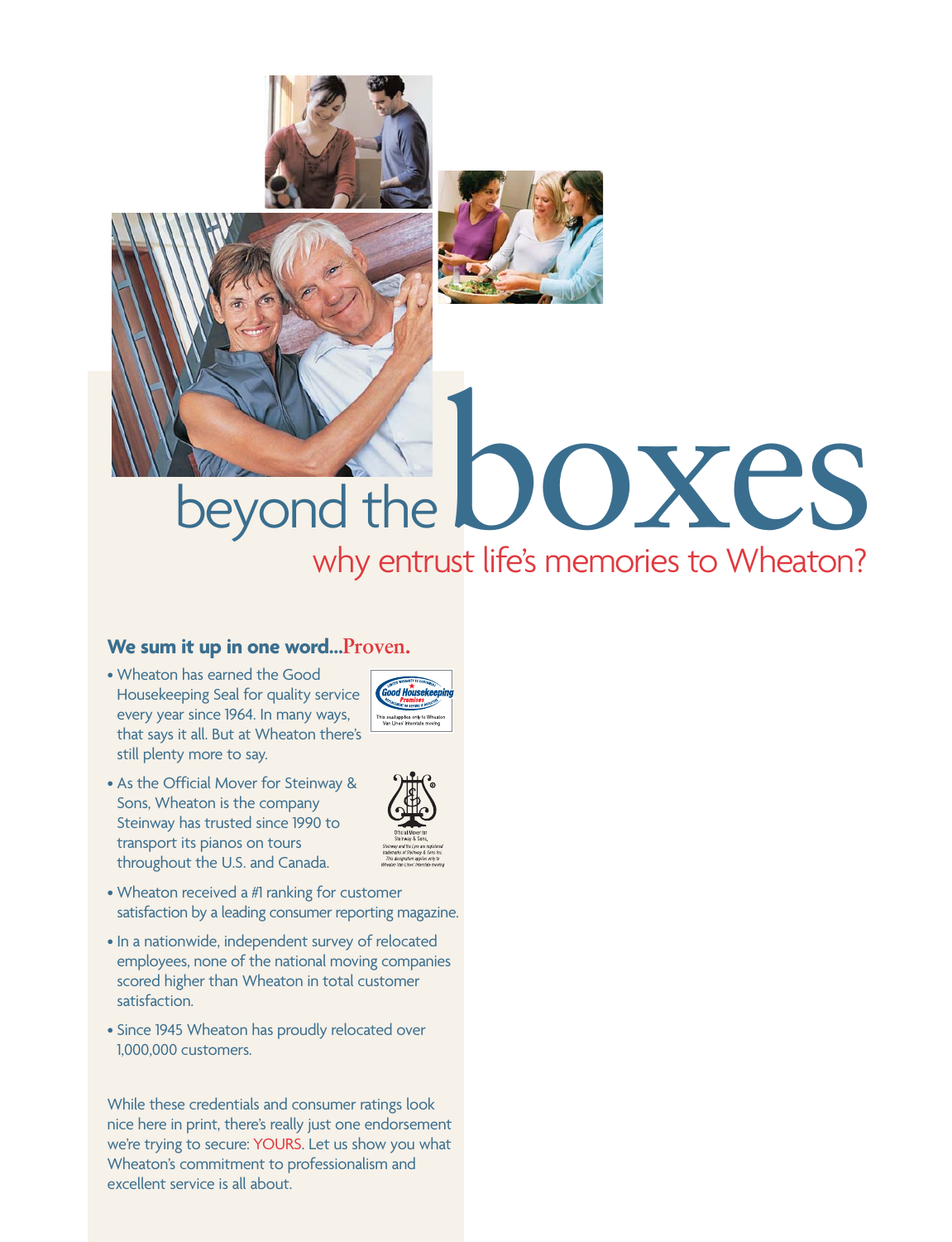# beyond the boxes

## why entrust life's memories to Wheaton?

### We sum it up in one word...Proven.

- Wheaton has earned the Good Housekeeping Seal for quality service every year since 1964. In many ways, that says it all. But at Wheaton there's still plenty more to say.

This seal applies only to Wheaton Van Lines' interstate moving

- As the Official Mover for Steinway & Sons, Wheaton is the company Steinway has trusted since 1990 to transport its pianos on tours throughout the U.S. and Canada.

Official Mover for Steinway & Sons. Steinway and the Lyre are registered trademarks of Steinway & Sons Inc. This designation applies only to Wheaton Van Lines' interstate moving

- Wheaton received a #1 ranking for customer satisfaction by a leading consumer reporting magazine.
- In a nationwide, independent survey of relocated employees, none of the national moving companies scored higher than Wheaton in total customer satisfaction.
- Since 1945 Wheaton has proudly relocated over 1,000,000 customers.

While these credentials and consumer ratings look nice here in print, there's really just one endorsement we're trying to secure: YOURS. Let us show you what Wheaton's commitment to professionalism and excellent service is all about.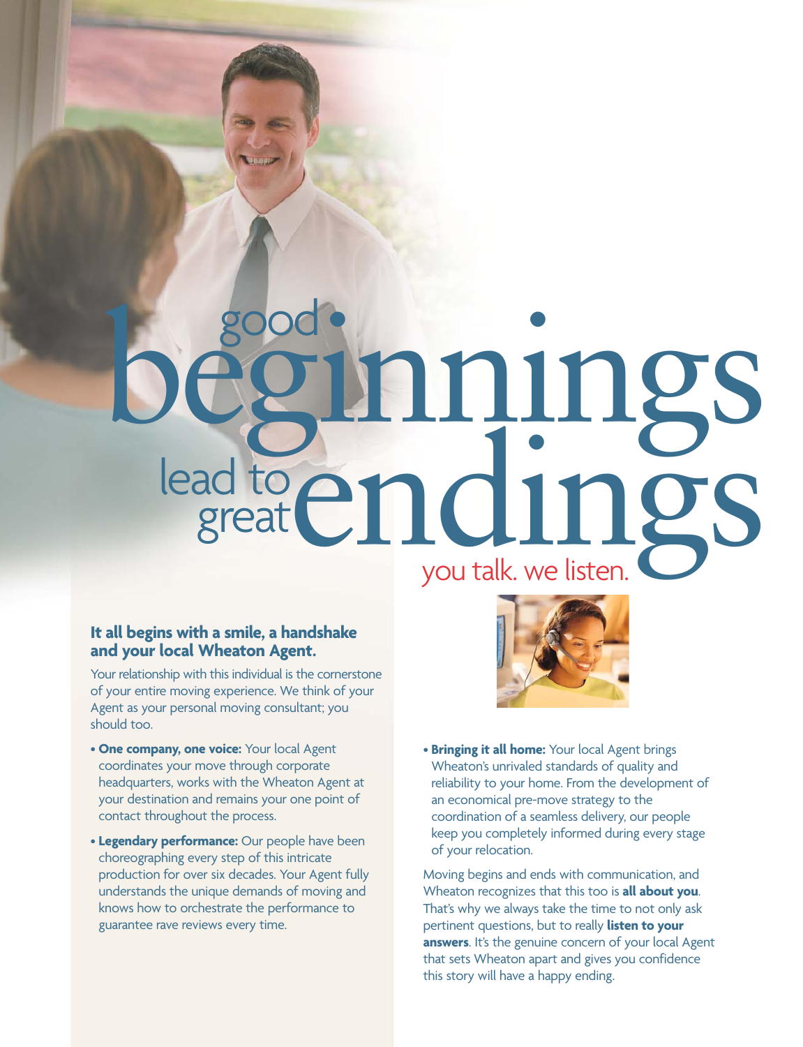# good beginnings lead to great endings

you talk. we listen.

**It all begins with a smile, a handshake and your local Wheaton Agent.**

Your relationship with this individual is the cornerstone of your entire moving experience. We think of your Agent as your personal moving consultant; you should too.

- **One company, one voice:** Your local Agent coordinates your move through corporate headquarters, works with the Wheaton Agent at your destination and remains your one point of contact throughout the process.
- **Legendary performance:** Our people have been choreographing every step of this intricate production for over six decades. Your Agent fully understands the unique demands of moving and knows how to orchestrate the performance to guarantee rave reviews every time.
- **Bringing it all home:** Your local Agent brings Wheaton's unrivaled standards of quality and reliability to your home. From the development of an economical pre-move strategy to the coordination of a seamless delivery, our people keep you completely informed during every stage of your relocation.

Moving begins and ends with communication, and Wheaton recognizes that this too is **all about you**. That's why we always take the time to not only ask pertinent questions, but to really **listen to your answers**. It's the genuine concern of your local Agent that sets Wheaton apart and gives you confidence this story will have a happy ending.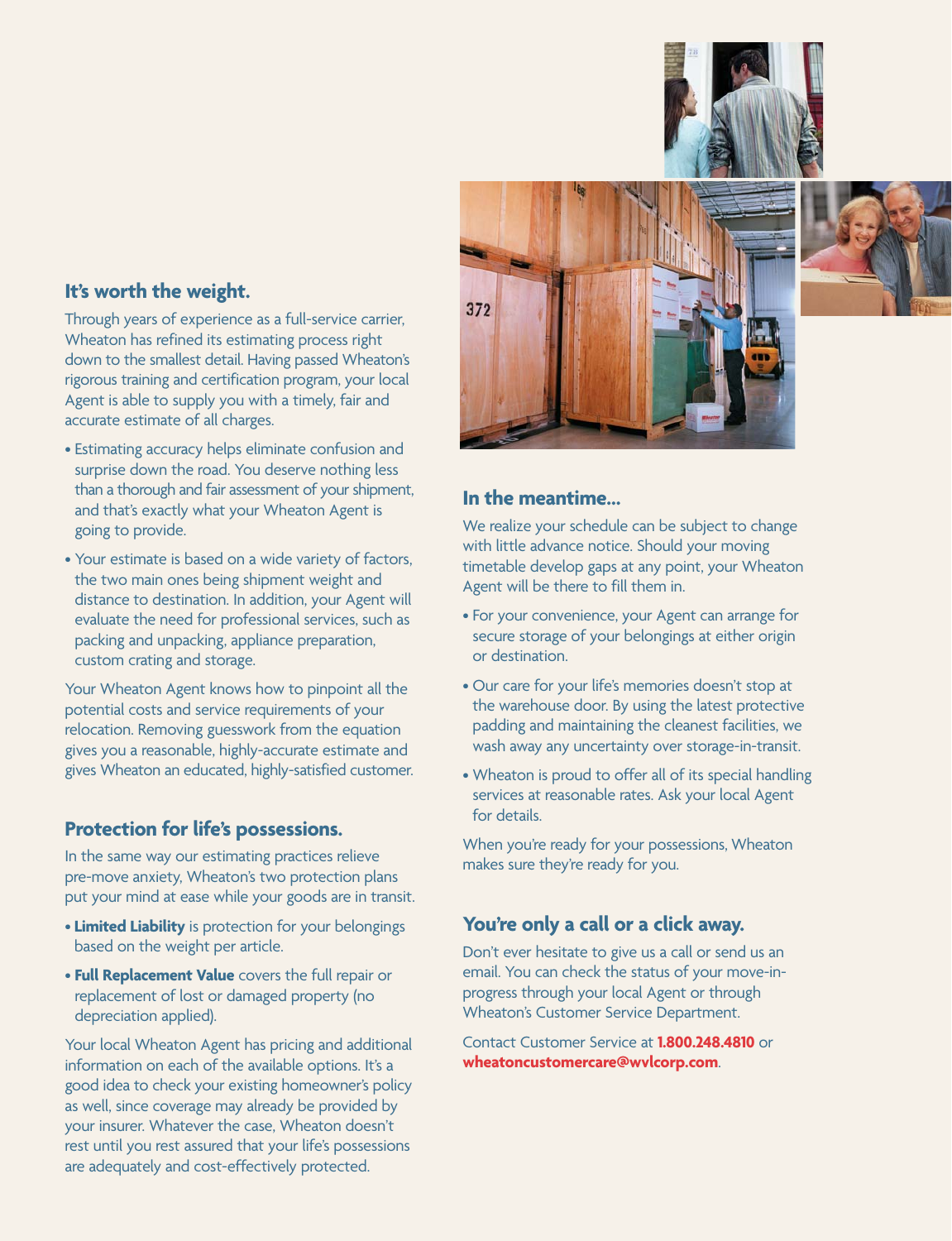## It's worth the weight.

Through years of experience as a full-service carrier, Wheaton has refined its estimating process right down to the smallest detail. Having passed Wheaton's rigorous training and certification program, your local Agent is able to supply you with a timely, fair and accurate estimate of all charges.

- Estimating accuracy helps eliminate confusion and surprise down the road. You deserve nothing less than a thorough and fair assessment of your shipment, and that's exactly what your Wheaton Agent is going to provide.
- Your estimate is based on a wide variety of factors, the two main ones being shipment weight and distance to destination. In addition, your Agent will evaluate the need for professional services, such as packing and unpacking, appliance preparation, custom crating and storage.

Your Wheaton Agent knows how to pinpoint all the potential costs and service requirements of your relocation. Removing guesswork from the equation gives you a reasonable, highly-accurate estimate and gives Wheaton an educated, highly-satisfied customer.

## Protection for life's possessions.

In the same way our estimating practices relieve pre-move anxiety, Wheaton's two protection plans put your mind at ease while your goods are in transit.

- **Limited Liability** is protection for your belongings based on the weight per article.
- **Full Replacement Value** covers the full repair or replacement of lost or damaged property (no depreciation applied).

Your local Wheaton Agent has pricing and additional information on each of the available options. It's a good idea to check your existing homeowner's policy as well, since coverage may already be provided by your insurer. Whatever the case, Wheaton doesn't rest until you rest assured that your life's possessions are adequately and cost-effectively protected.

## In the meantime...

We realize your schedule can be subject to change with little advance notice. Should your moving timetable develop gaps at any point, your Wheaton Agent will be there to fill them in.

- For your convenience, your Agent can arrange for secure storage of your belongings at either origin or destination.
- Our care for your life's memories doesn't stop at the warehouse door. By using the latest protective padding and maintaining the cleanest facilities, we wash away any uncertainty over storage-in-transit.
- Wheaton is proud to offer all of its special handling services at reasonable rates. Ask your local Agent for details.

When you're ready for your possessions, Wheaton makes sure they're ready for you.

## You're only a call or a click away.

Don't ever hesitate to give us a call or send us an email. You can check the status of your move-in-progress through your local Agent or through Wheaton's Customer Service Department.

Contact Customer Service at **1.800.248.4810** or **wheatoncustomercare@wvlcorp.com**.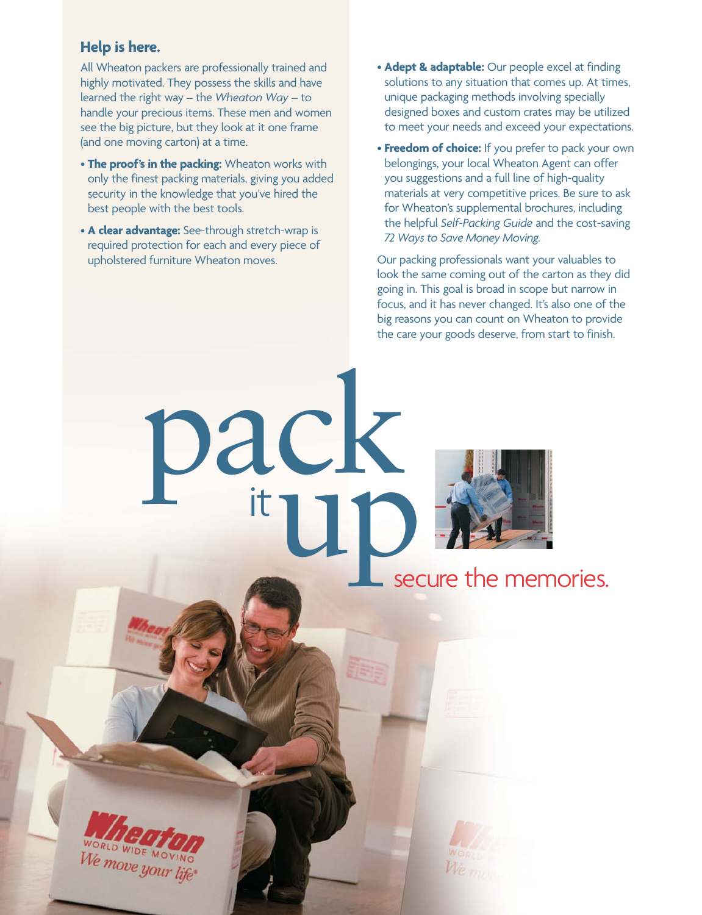## Help is here.

All Wheaton packers are professionally trained and highly motivated. They possess the skills and have learned the right way – the *Wheaton Way* – to handle your precious items. These men and women see the big picture, but they look at it one frame (and one moving carton) at a time.

- **The proof's in the packing:** Wheaton works with only the finest packing materials, giving you added security in the knowledge that you've hired the best people with the best tools.
- **A clear advantage:** See-through stretch-wrap is required protection for each and every piece of upholstered furniture Wheaton moves.
- **Adept & adaptable:** Our people excel at finding solutions to any situation that comes up. At times, unique packaging methods involving specially designed boxes and custom crates may be utilized to meet your needs and exceed your expectations.
- **Freedom of choice:** If you prefer to pack your own belongings, your local Wheaton Agent can offer you suggestions and a full line of high-quality materials at very competitive prices. Be sure to ask for Wheaton's supplemental brochures, including the helpful *Self-Packing Guide* and the cost-saving *72 Ways to Save Money Moving.*

Our packing professionals want your valuables to look the same coming out of the carton as they did going in. This goal is broad in scope but narrow in focus, and it has never changed. It's also one of the big reasons you can count on Wheaton to provide the care your goods deserve, from start to finish.

# pack it up

secure the memories.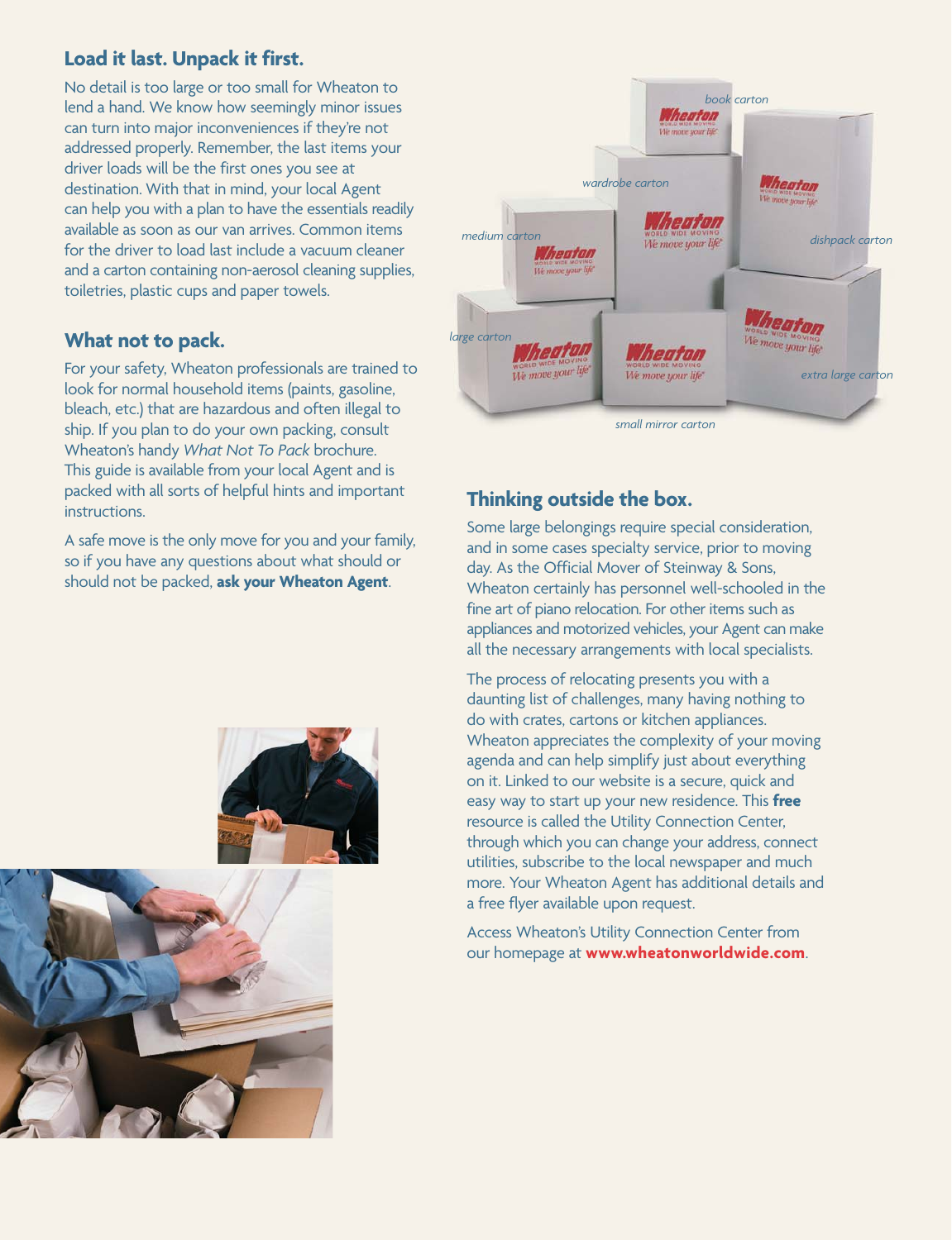## Load it last. Unpack it first.

No detail is too large or too small for Wheaton to lend a hand. We know how seemingly minor issues can turn into major inconveniences if they're not addressed properly. Remember, the last items your driver loads will be the first ones you see at destination. With that in mind, your local Agent can help you with a plan to have the essentials readily available as soon as our van arrives. Common items for the driver to load last include a vacuum cleaner and a carton containing non-aerosol cleaning supplies, toiletries, plastic cups and paper towels.

## What not to pack.

For your safety, Wheaton professionals are trained to look for normal household items (paints, gasoline, bleach, etc.) that are hazardous and often illegal to ship. If you plan to do your own packing, consult Wheaton's handy *What Not To Pack* brochure. This guide is available from your local Agent and is packed with all sorts of helpful hints and important instructions.

A safe move is the only move for you and your family, so if you have any questions about what should or should not be packed, **ask your Wheaton Agent**.

*book carton*

*wardrobe carton*

*medium carton*

*dishpack carton*

*large carton*

*extra large carton*

*small mirror carton*

## Thinking outside the box.

Some large belongings require special consideration, and in some cases specialty service, prior to moving day. As the Official Mover of Steinway & Sons, Wheaton certainly has personnel well-schooled in the fine art of piano relocation. For other items such as appliances and motorized vehicles, your Agent can make all the necessary arrangements with local specialists.

The process of relocating presents you with a daunting list of challenges, many having nothing to do with crates, cartons or kitchen appliances. Wheaton appreciates the complexity of your moving agenda and can help simplify just about everything on it. Linked to our website is a secure, quick and easy way to start up your new residence. This **free** resource is called the Utility Connection Center, through which you can change your address, connect utilities, subscribe to the local newspaper and much more. Your Wheaton Agent has additional details and a free flyer available upon request.

Access Wheaton's Utility Connection Center from our homepage at **www.wheatonworldwide.com**.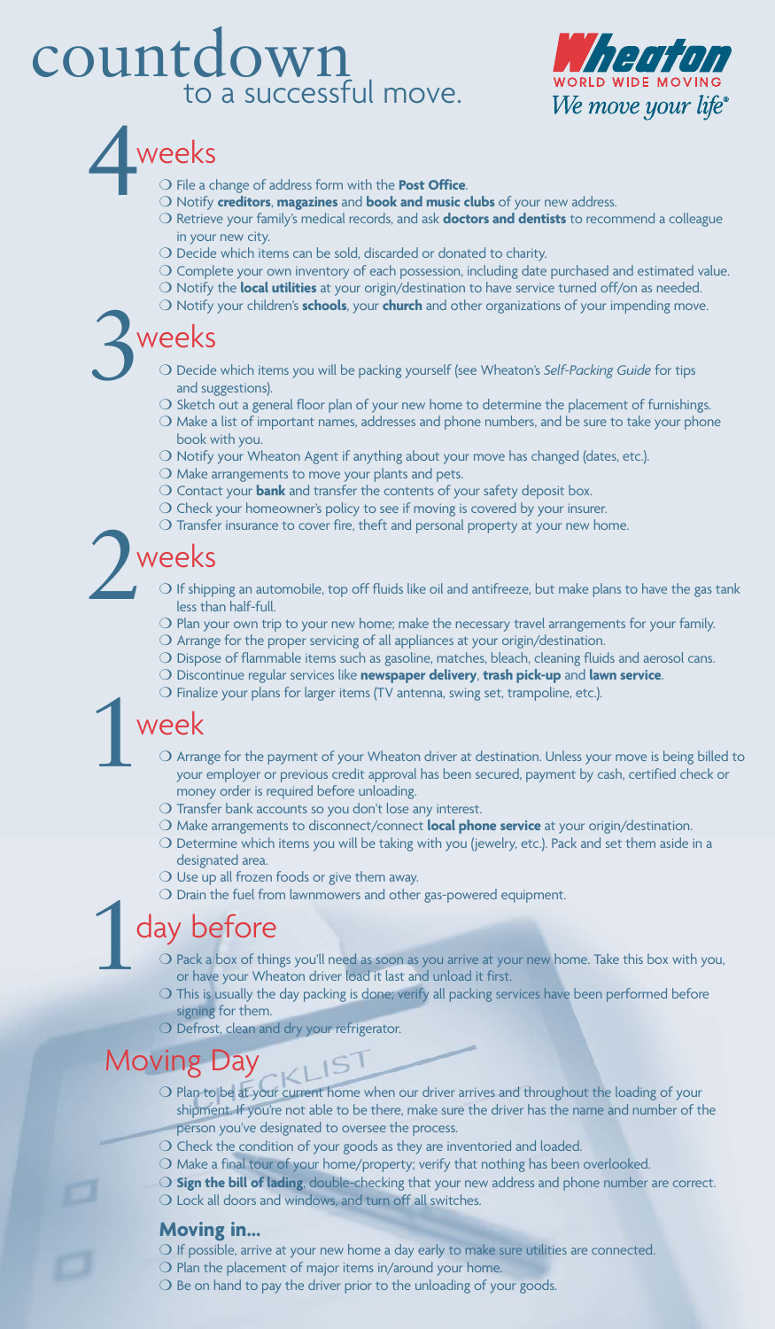# countdown to a successful move.

Wheaton WORLD WIDE MOVING
*We move your life®*

## 4 weeks

- ❍ File a change of address form with the **Post Office**.
- ❍ Notify **creditors**, **magazines** and **book and music clubs** of your new address.
- ❍ Retrieve your family's medical records, and ask **doctors and dentists** to recommend a colleague in your new city.
- ❍ Decide which items can be sold, discarded or donated to charity.
- ❍ Complete your own inventory of each possession, including date purchased and estimated value.
- ❍ Notify the **local utilities** at your origin/destination to have service turned off/on as needed.
- ❍ Notify your children's **schools**, your **church** and other organizations of your impending move.

## 3 weeks

- ❍ Decide which items you will be packing yourself (see Wheaton's *Self-Packing Guide* for tips and suggestions).
- ❍ Sketch out a general floor plan of your new home to determine the placement of furnishings.
- ❍ Make a list of important names, addresses and phone numbers, and be sure to take your phone book with you.
- ❍ Notify your Wheaton Agent if anything about your move has changed (dates, etc.).
- ❍ Make arrangements to move your plants and pets.
- ❍ Contact your **bank** and transfer the contents of your safety deposit box.
- ❍ Check your homeowner's policy to see if moving is covered by your insurer.
- ❍ Transfer insurance to cover fire, theft and personal property at your new home.

## 2 weeks

- ❍ If shipping an automobile, top off fluids like oil and antifreeze, but make plans to have the gas tank less than half-full.
- ❍ Plan your own trip to your new home; make the necessary travel arrangements for your family.
- ❍ Arrange for the proper servicing of all appliances at your origin/destination.
- ❍ Dispose of flammable items such as gasoline, matches, bleach, cleaning fluids and aerosol cans.
- ❍ Discontinue regular services like **newspaper delivery**, **trash pick-up** and **lawn service**.
- ❍ Finalize your plans for larger items (TV antenna, swing set, trampoline, etc.).

## 1 week

- ❍ Arrange for the payment of your Wheaton driver at destination. Unless your move is being billed to your employer or previous credit approval has been secured, payment by cash, certified check or money order is required before unloading.
- ❍ Transfer bank accounts so you don't lose any interest.
- ❍ Make arrangements to disconnect/connect **local phone service** at your origin/destination.
- ❍ Determine which items you will be taking with you (jewelry, etc.). Pack and set them aside in a designated area.
- ❍ Use up all frozen foods or give them away.
- ❍ Drain the fuel from lawnmowers and other gas-powered equipment.

## 1 day before

- ❍ Pack a box of things you'll need as soon as you arrive at your new home. Take this box with you, or have your Wheaton driver load it last and unload it first.
- ❍ This is usually the day packing is done; verify all packing services have been performed before signing for them.
- ❍ Defrost, clean and dry your refrigerator.

## Moving Day

- ❍ Plan to be at your current home when our driver arrives and throughout the loading of your shipment. If you're not able to be there, make sure the driver has the name and number of the person you've designated to oversee the process.
- ❍ Check the condition of your goods as they are inventoried and loaded.
- ❍ Make a final tour of your home/property; verify that nothing has been overlooked.
- ❍ **Sign the bill of lading**, double-checking that your new address and phone number are correct.
- ❍ Lock all doors and windows, and turn off all switches.

### Moving in...

- ❍ If possible, arrive at your new home a day early to make sure utilities are connected.
- ❍ Plan the placement of major items in/around your home.
- ❍ Be on hand to pay the driver prior to the unloading of your goods.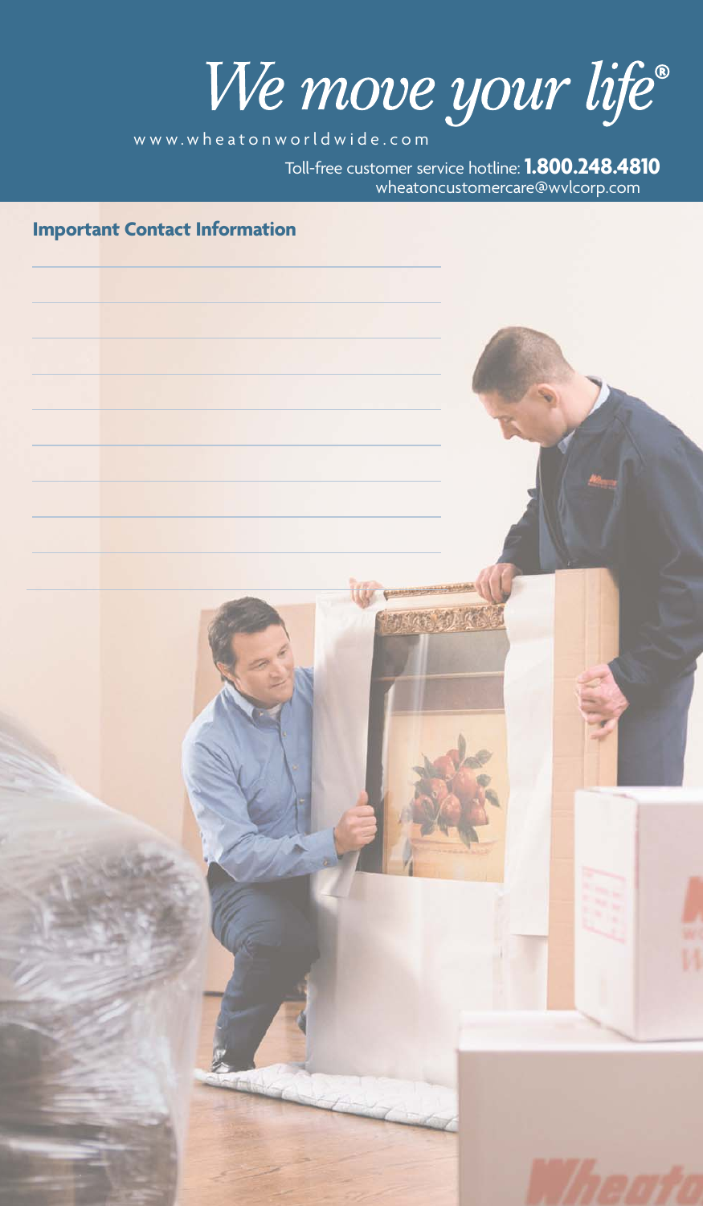# *We move your life®*

www.wheatonworldwide.com

Toll-free customer service hotline: **1.800.248.4810**
wheatoncustomercare@wvlcorp.com

## Important Contact Information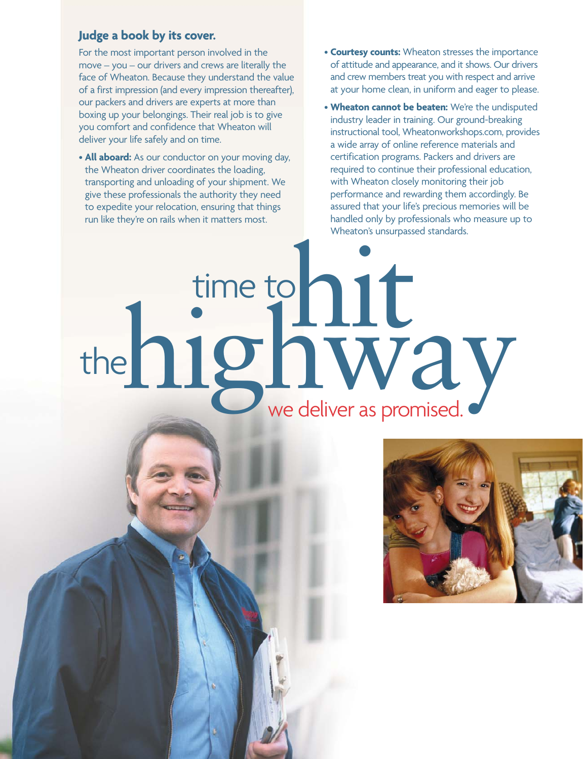## Judge a book by its cover.

For the most important person involved in the move – you – our drivers and crews are literally the face of Wheaton. Because they understand the value of a first impression (and every impression thereafter), our packers and drivers are experts at more than boxing up your belongings. Their real job is to give you comfort and confidence that Wheaton will deliver your life safely and on time.

- **All aboard:** As our conductor on your moving day, the Wheaton driver coordinates the loading, transporting and unloading of your shipment. We give these professionals the authority they need to expedite your relocation, ensuring that things run like they're on rails when it matters most.
- **Courtesy counts:** Wheaton stresses the importance of attitude and appearance, and it shows. Our drivers and crew members treat you with respect and arrive at your home clean, in uniform and eager to please.
- **Wheaton cannot be beaten:** We're the undisputed industry leader in training. Our ground-breaking instructional tool, Wheatonworkshops.com, provides a wide array of online reference materials and certification programs. Packers and drivers are required to continue their professional education, with Wheaton closely monitoring their job performance and rewarding them accordingly. Be assured that your life's precious memories will be handled only by professionals who measure up to Wheaton's unsurpassed standards.

# time to hit the highway

we deliver as promised.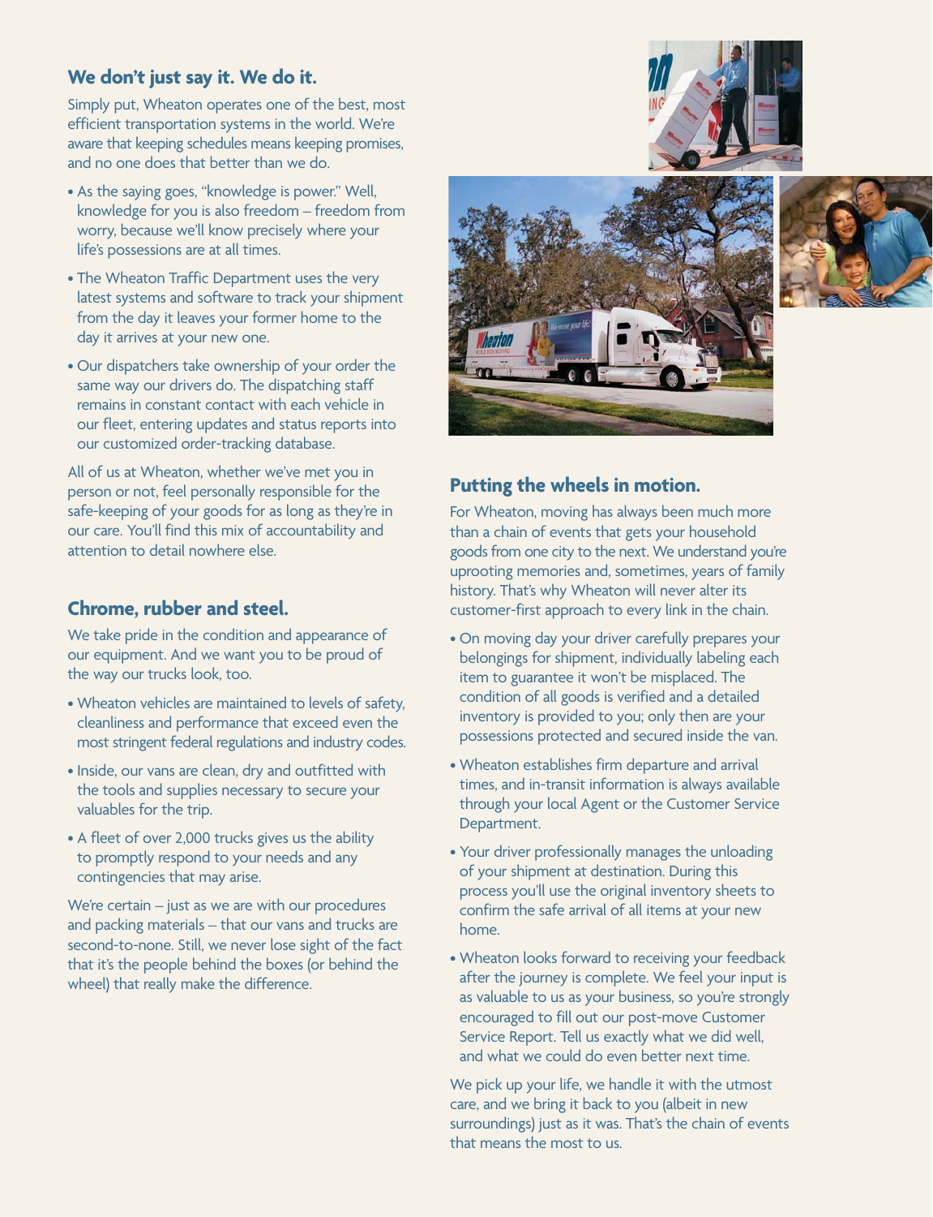## We don't just say it. We do it.

Simply put, Wheaton operates one of the best, most efficient transportation systems in the world. We're aware that keeping schedules means keeping promises, and no one does that better than we do.

- As the saying goes, "knowledge is power." Well, knowledge for you is also freedom – freedom from worry, because we'll know precisely where your life's possessions are at all times.
- The Wheaton Traffic Department uses the very latest systems and software to track your shipment from the day it leaves your former home to the day it arrives at your new one.
- Our dispatchers take ownership of your order the same way our drivers do. The dispatching staff remains in constant contact with each vehicle in our fleet, entering updates and status reports into our customized order-tracking database.

All of us at Wheaton, whether we've met you in person or not, feel personally responsible for the safe-keeping of your goods for as long as they're in our care. You'll find this mix of accountability and attention to detail nowhere else.

## Chrome, rubber and steel.

We take pride in the condition and appearance of our equipment. And we want you to be proud of the way our trucks look, too.

- Wheaton vehicles are maintained to levels of safety, cleanliness and performance that exceed even the most stringent federal regulations and industry codes.
- Inside, our vans are clean, dry and outfitted with the tools and supplies necessary to secure your valuables for the trip.
- A fleet of over 2,000 trucks gives us the ability to promptly respond to your needs and any contingencies that may arise.

We're certain – just as we are with our procedures and packing materials – that our vans and trucks are second-to-none. Still, we never lose sight of the fact that it's the people behind the boxes (or behind the wheel) that really make the difference.

## Putting the wheels in motion.

For Wheaton, moving has always been much more than a chain of events that gets your household goods from one city to the next. We understand you're uprooting memories and, sometimes, years of family history. That's why Wheaton will never alter its customer-first approach to every link in the chain.

- On moving day your driver carefully prepares your belongings for shipment, individually labeling each item to guarantee it won't be misplaced. The condition of all goods is verified and a detailed inventory is provided to you; only then are your possessions protected and secured inside the van.
- Wheaton establishes firm departure and arrival times, and in-transit information is always available through your local Agent or the Customer Service Department.
- Your driver professionally manages the unloading of your shipment at destination. During this process you'll use the original inventory sheets to confirm the safe arrival of all items at your new home.
- Wheaton looks forward to receiving your feedback after the journey is complete. We feel your input is as valuable to us as your business, so you're strongly encouraged to fill out our post-move Customer Service Report. Tell us exactly what we did well, and what we could do even better next time.

We pick up your life, we handle it with the utmost care, and we bring it back to you (albeit in new surroundings) just as it was. That's the chain of events that means the most to us.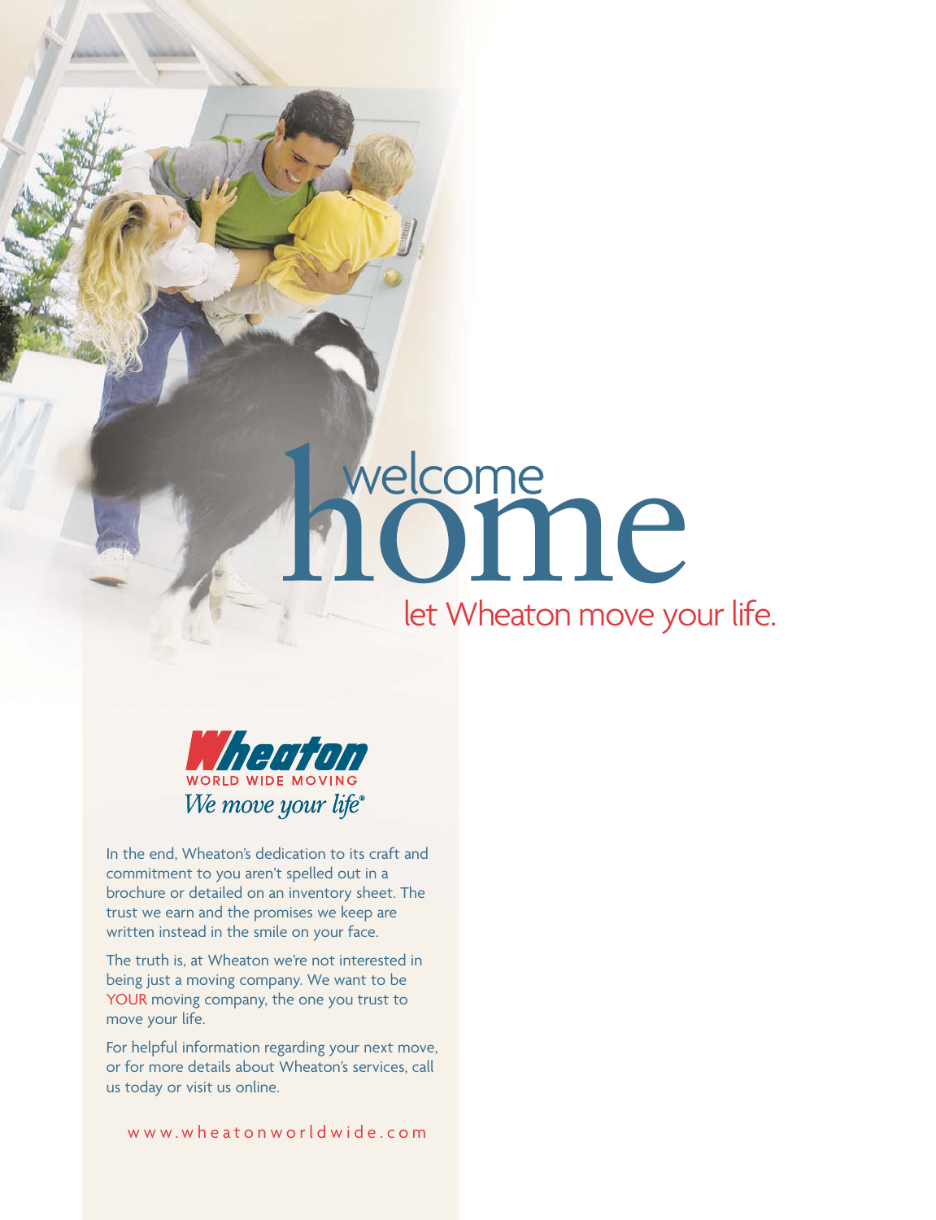# welcome home

## let Wheaton move your life.

**Wheaton**
WORLD WIDE MOVING
*We move your life®*

In the end, Wheaton's dedication to its craft and commitment to you aren't spelled out in a brochure or detailed on an inventory sheet. The trust we earn and the promises we keep are written instead in the smile on your face.

The truth is, at Wheaton we're not interested in being just a moving company. We want to be YOUR moving company, the one you trust to move your life.

For helpful information regarding your next move, or for more details about Wheaton's services, call us today or visit us online.

www.wheatonworldwide.com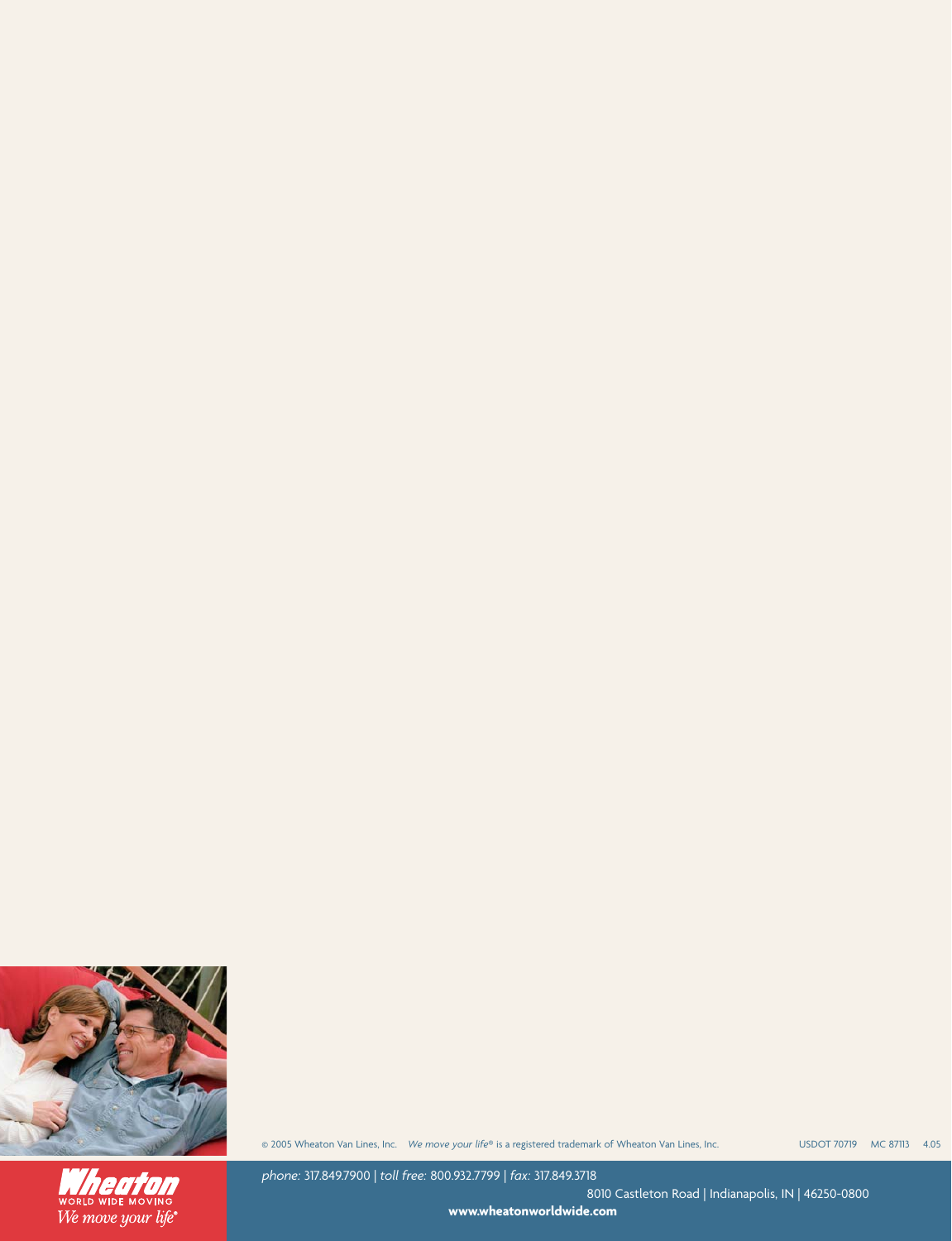© 2005 Wheaton Van Lines, Inc. *We move your life®* is a registered trademark of Wheaton Van Lines, Inc. USDOT 70719 MC 87113 4.05

**Wheaton**
WORLD WIDE MOVING
*We move your life®*

*phone:* 317.849.7900 | *toll free:* 800.932.7799 | *fax:* 317.849.3718
8010 Castleton Road | Indianapolis, IN | 46250-0800
**www.wheatonworldwide.com**